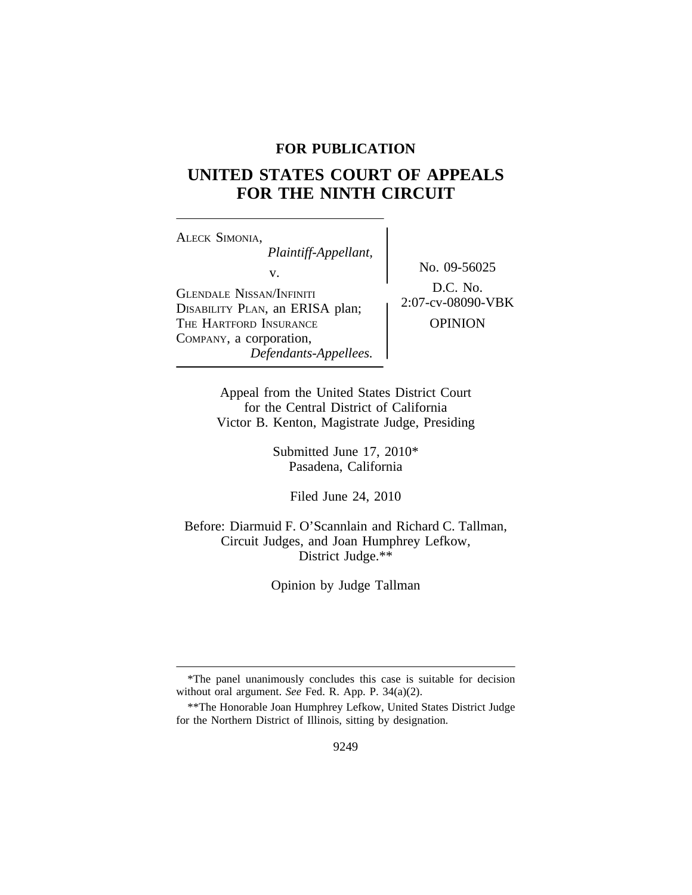**FOR PUBLICATION**

# UNITED STATES COURT OF APPEALS FOR THE NINTH CIRCUIT

ALECK SIMONIA,
*Plaintiff-Appellant,*

v.

GLENDALE NISSAN/INFINITI DISABILITY PLAN, an ERISA plan; THE HARTFORD INSURANCE COMPANY, a corporation,
*Defendants-Appellees.*

No. 09-56025

D.C. No. 2:07-cv-08090-VBK

OPINION

Appeal from the United States District Court for the Central District of California
Victor B. Kenton, Magistrate Judge, Presiding

Submitted June 17, 2010*
Pasadena, California

Filed June 24, 2010

Before: Diarmuid F. O'Scannlain and Richard C. Tallman, Circuit Judges, and Joan Humphrey Lefkow, District Judge.**

Opinion by Judge Tallman

---

*The panel unanimously concludes this case is suitable for decision without oral argument. *See* Fed. R. App. P. 34(a)(2).

**The Honorable Joan Humphrey Lefkow, United States District Judge for the Northern District of Illinois, sitting by designation.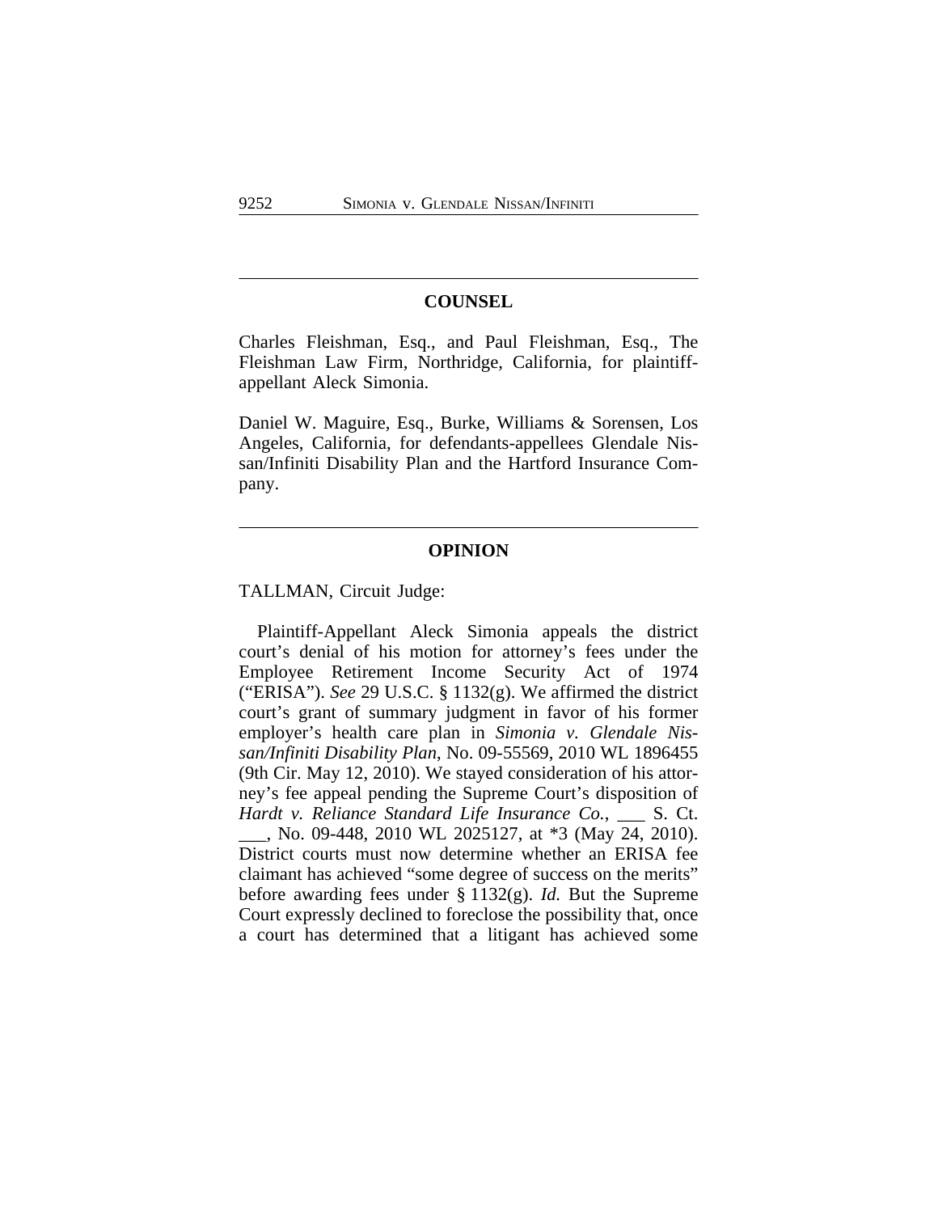## COUNSEL

Charles Fleishman, Esq., and Paul Fleishman, Esq., The Fleishman Law Firm, Northridge, California, for plaintiff-appellant Aleck Simonia.

Daniel W. Maguire, Esq., Burke, Williams & Sorensen, Los Angeles, California, for defendants-appellees Glendale Nissan/Infiniti Disability Plan and the Hartford Insurance Company.

## OPINION

TALLMAN, Circuit Judge:

Plaintiff-Appellant Aleck Simonia appeals the district court's denial of his motion for attorney's fees under the Employee Retirement Income Security Act of 1974 ("ERISA"). *See* 29 U.S.C. § 1132(g). We affirmed the district court's grant of summary judgment in favor of his former employer's health care plan in *Simonia v. Glendale Nissan/Infiniti Disability Plan*, No. 09-55569, 2010 WL 1896455 (9th Cir. May 12, 2010). We stayed consideration of his attorney's fee appeal pending the Supreme Court's disposition of *Hardt v. Reliance Standard Life Insurance Co.*, ___ S. Ct. ___, No. 09-448, 2010 WL 2025127, at *3 (May 24, 2010). District courts must now determine whether an ERISA fee claimant has achieved "some degree of success on the merits" before awarding fees under § 1132(g). *Id.* But the Supreme Court expressly declined to foreclose the possibility that, once a court has determined that a litigant has achieved some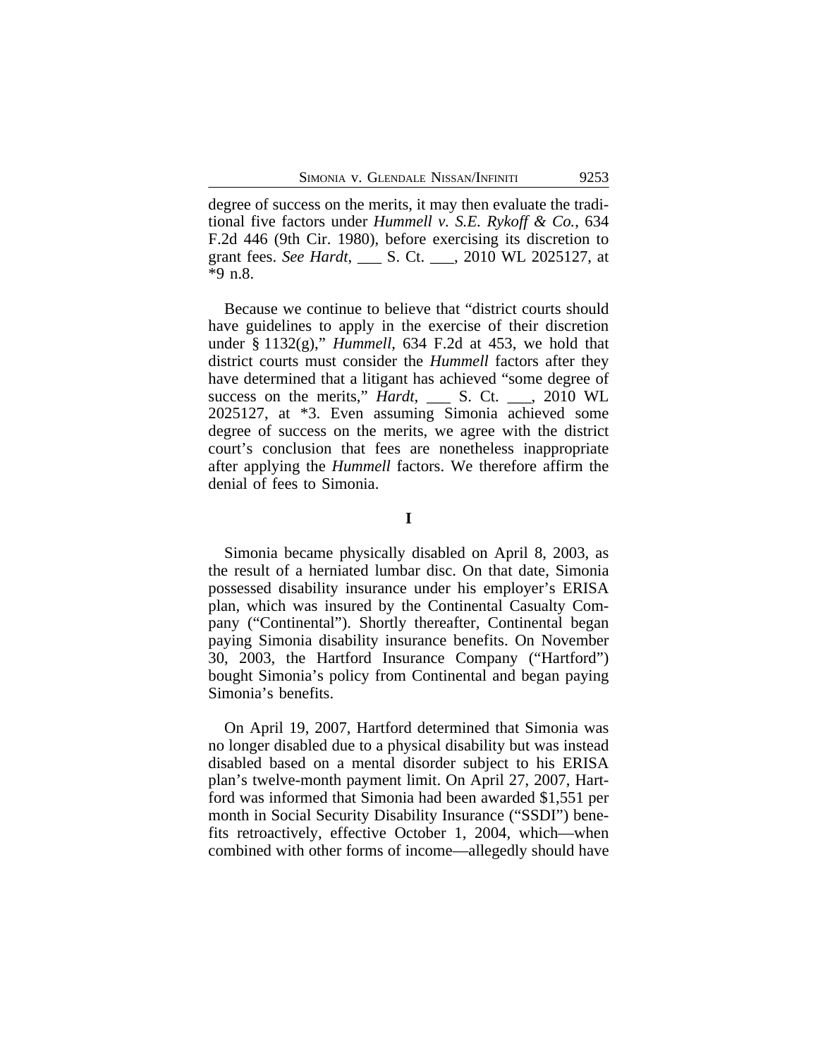degree of success on the merits, it may then evaluate the traditional five factors under *Hummell v. S.E. Rykoff & Co.*, 634 F.2d 446 (9th Cir. 1980), before exercising its discretion to grant fees. *See Hardt*, ___ S. Ct. ___, 2010 WL 2025127, at *9 n.8.

Because we continue to believe that "district courts should have guidelines to apply in the exercise of their discretion under § 1132(g)," *Hummell*, 634 F.2d at 453, we hold that district courts must consider the *Hummell* factors after they have determined that a litigant has achieved "some degree of success on the merits," *Hardt*, ___ S. Ct. ___, 2010 WL 2025127, at *3. Even assuming Simonia achieved some degree of success on the merits, we agree with the district court's conclusion that fees are nonetheless inappropriate after applying the *Hummell* factors. We therefore affirm the denial of fees to Simonia.

## I

Simonia became physically disabled on April 8, 2003, as the result of a herniated lumbar disc. On that date, Simonia possessed disability insurance under his employer's ERISA plan, which was insured by the Continental Casualty Company ("Continental"). Shortly thereafter, Continental began paying Simonia disability insurance benefits. On November 30, 2003, the Hartford Insurance Company ("Hartford") bought Simonia's policy from Continental and began paying Simonia's benefits.

On April 19, 2007, Hartford determined that Simonia was no longer disabled due to a physical disability but was instead disabled based on a mental disorder subject to his ERISA plan's twelve-month payment limit. On April 27, 2007, Hartford was informed that Simonia had been awarded $1,551 per month in Social Security Disability Insurance ("SSDI") benefits retroactively, effective October 1, 2004, which—when combined with other forms of income—allegedly should have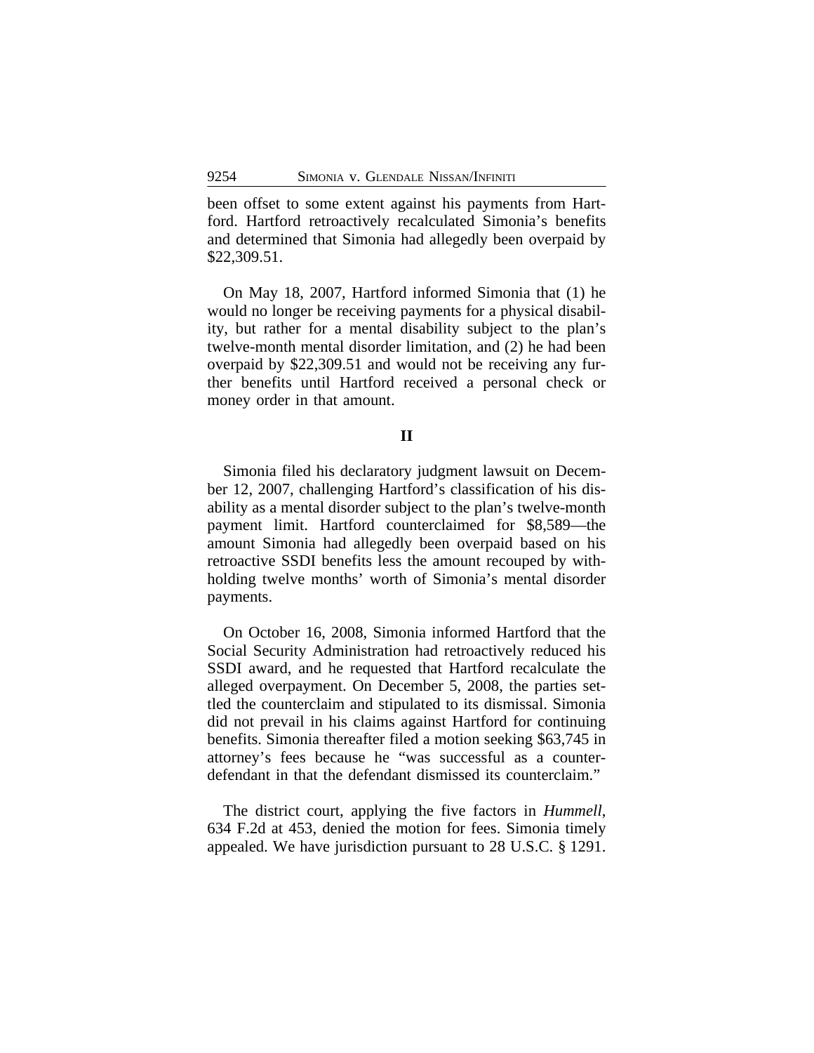been offset to some extent against his payments from Hartford. Hartford retroactively recalculated Simonia's benefits and determined that Simonia had allegedly been overpaid by $22,309.51.

On May 18, 2007, Hartford informed Simonia that (1) he would no longer be receiving payments for a physical disability, but rather for a mental disability subject to the plan's twelve-month mental disorder limitation, and (2) he had been overpaid by $22,309.51 and would not be receiving any further benefits until Hartford received a personal check or money order in that amount.

## II

Simonia filed his declaratory judgment lawsuit on December 12, 2007, challenging Hartford's classification of his disability as a mental disorder subject to the plan's twelve-month payment limit. Hartford counterclaimed for $8,589—the amount Simonia had allegedly been overpaid based on his retroactive SSDI benefits less the amount recouped by withholding twelve months' worth of Simonia's mental disorder payments.

On October 16, 2008, Simonia informed Hartford that the Social Security Administration had retroactively reduced his SSDI award, and he requested that Hartford recalculate the alleged overpayment. On December 5, 2008, the parties settled the counterclaim and stipulated to its dismissal. Simonia did not prevail in his claims against Hartford for continuing benefits. Simonia thereafter filed a motion seeking $63,745 in attorney's fees because he "was successful as a counter-defendant in that the defendant dismissed its counterclaim."

The district court, applying the five factors in *Hummell*, 634 F.2d at 453, denied the motion for fees. Simonia timely appealed. We have jurisdiction pursuant to 28 U.S.C. § 1291.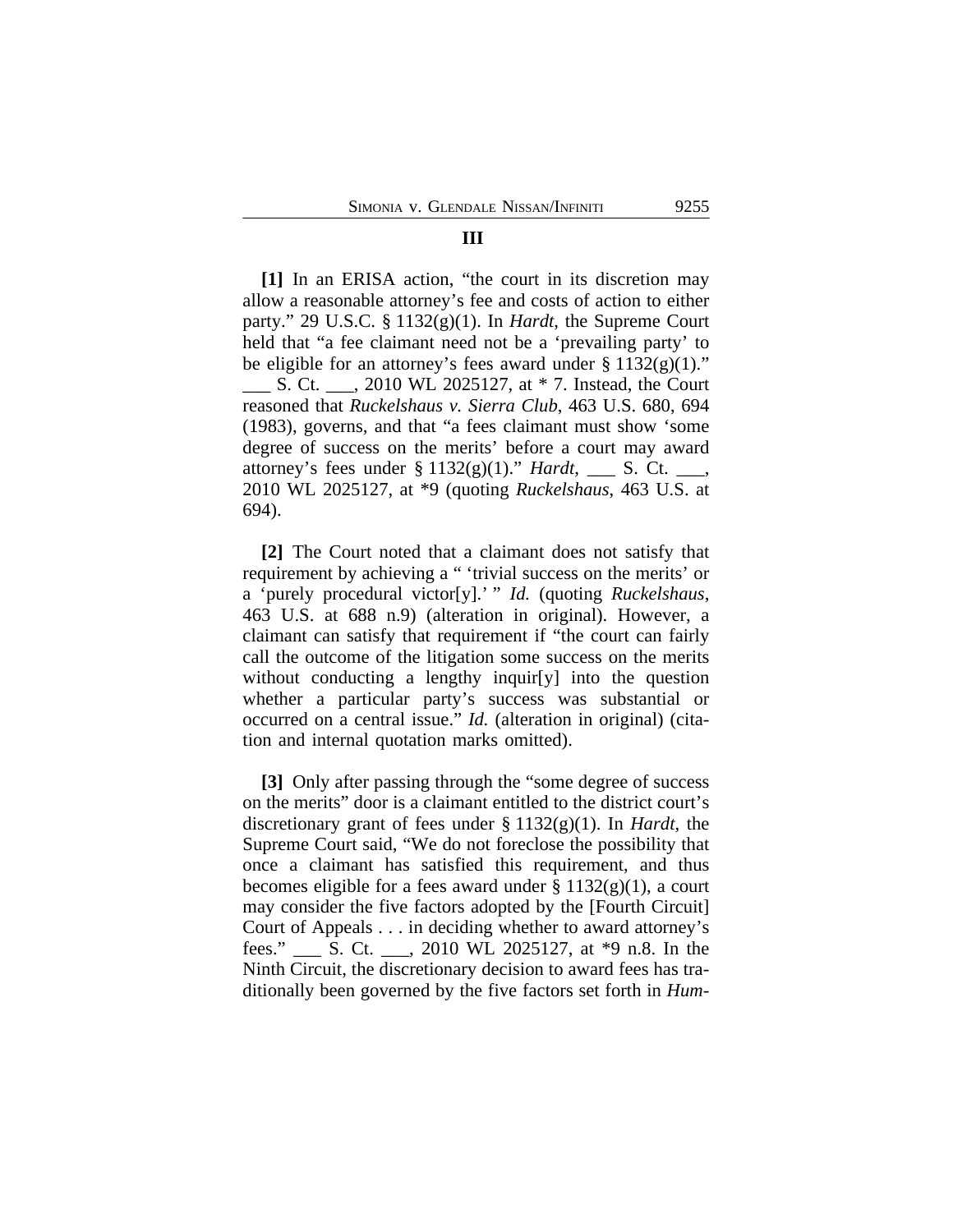### III

**[1]** In an ERISA action, "the court in its discretion may allow a reasonable attorney's fee and costs of action to either party." 29 U.S.C. § 1132(g)(1). In *Hardt*, the Supreme Court held that "a fee claimant need not be a 'prevailing party' to be eligible for an attorney's fees award under § 1132(g)(1)." ___ S. Ct. ___, 2010 WL 2025127, at * 7. Instead, the Court reasoned that *Ruckelshaus v. Sierra Club*, 463 U.S. 680, 694 (1983), governs, and that "a fees claimant must show 'some degree of success on the merits' before a court may award attorney's fees under § 1132(g)(1)." *Hardt*, ___ S. Ct. ___, 2010 WL 2025127, at *9 (quoting *Ruckelshaus*, 463 U.S. at 694).

**[2]** The Court noted that a claimant does not satisfy that requirement by achieving a " 'trivial success on the merits' or a 'purely procedural victor[y].' " *Id.* (quoting *Ruckelshaus*, 463 U.S. at 688 n.9) (alteration in original). However, a claimant can satisfy that requirement if "the court can fairly call the outcome of the litigation some success on the merits without conducting a lengthy inquir[y] into the question whether a particular party's success was substantial or occurred on a central issue." *Id.* (alteration in original) (citation and internal quotation marks omitted).

**[3]** Only after passing through the "some degree of success on the merits" door is a claimant entitled to the district court's discretionary grant of fees under § 1132(g)(1). In *Hardt*, the Supreme Court said, "We do not foreclose the possibility that once a claimant has satisfied this requirement, and thus becomes eligible for a fees award under § 1132(g)(1), a court may consider the five factors adopted by the [Fourth Circuit] Court of Appeals . . . in deciding whether to award attorney's fees." ___ S. Ct. ___, 2010 WL 2025127, at *9 n.8. In the Ninth Circuit, the discretionary decision to award fees has traditionally been governed by the five factors set forth in *Hum-*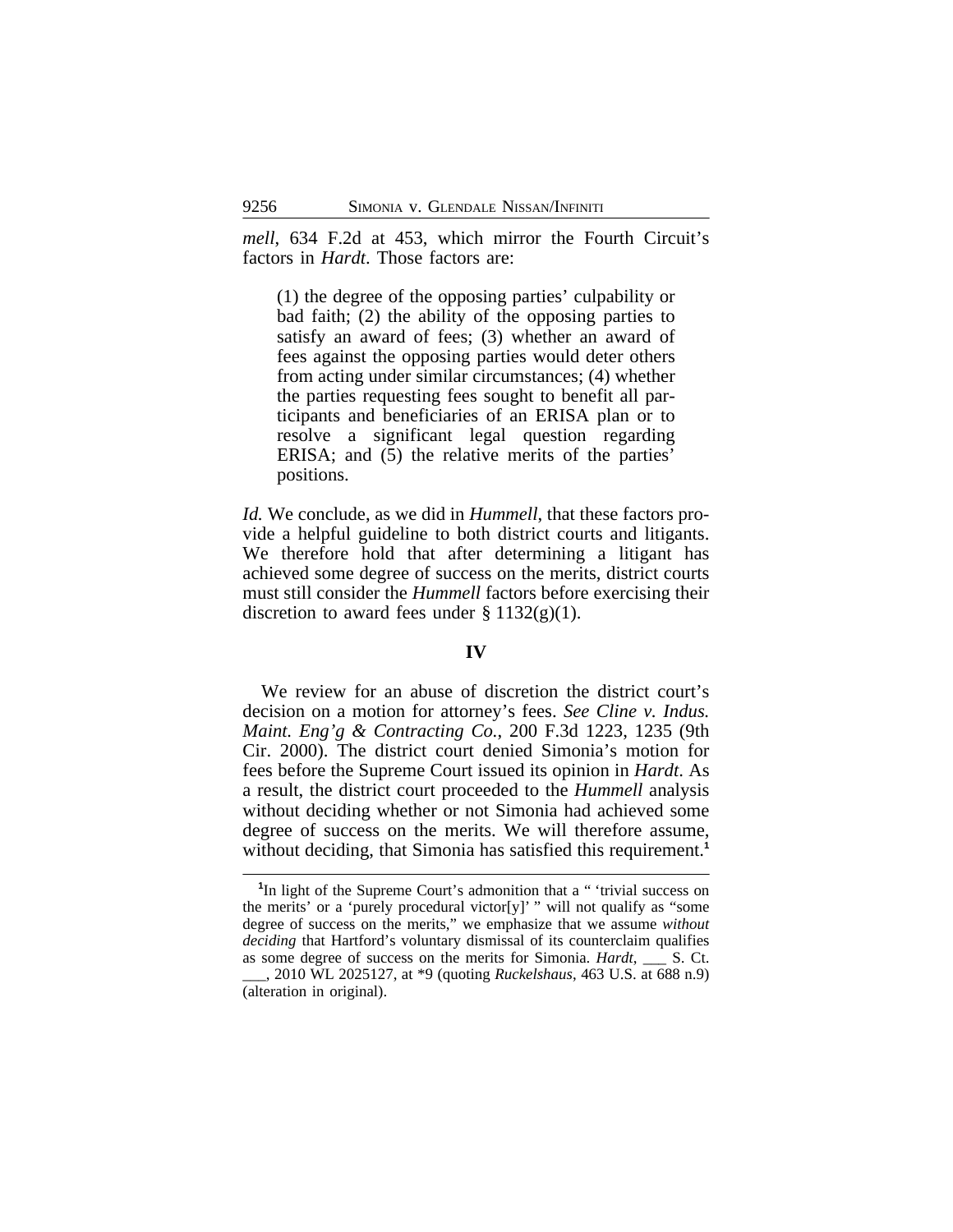*mell*, 634 F.2d at 453, which mirror the Fourth Circuit's factors in *Hardt*. Those factors are:

> (1) the degree of the opposing parties' culpability or bad faith; (2) the ability of the opposing parties to satisfy an award of fees; (3) whether an award of fees against the opposing parties would deter others from acting under similar circumstances; (4) whether the parties requesting fees sought to benefit all participants and beneficiaries of an ERISA plan or to resolve a significant legal question regarding ERISA; and (5) the relative merits of the parties' positions.

*Id.* We conclude, as we did in *Hummell*, that these factors provide a helpful guideline to both district courts and litigants. We therefore hold that after determining a litigant has achieved some degree of success on the merits, district courts must still consider the *Hummell* factors before exercising their discretion to award fees under § 1132(g)(1).

## IV

We review for an abuse of discretion the district court's decision on a motion for attorney's fees. *See Cline v. Indus. Maint. Eng'g & Contracting Co.*, 200 F.3d 1223, 1235 (9th Cir. 2000). The district court denied Simonia's motion for fees before the Supreme Court issued its opinion in *Hardt*. As a result, the district court proceeded to the *Hummell* analysis without deciding whether or not Simonia had achieved some degree of success on the merits. We will therefore assume, without deciding, that Simonia has satisfied this requirement.[1]

---

[1] In light of the Supreme Court's admonition that a " 'trivial success on the merits' or a 'purely procedural victor[y]' " will not qualify as "some degree of success on the merits," we emphasize that we assume *without deciding* that Hartford's voluntary dismissal of its counterclaim qualifies as some degree of success on the merits for Simonia. *Hardt*, ___ S. Ct. ___, 2010 WL 2025127, at *9 (quoting *Ruckelshaus*, 463 U.S. at 688 n.9) (alteration in original).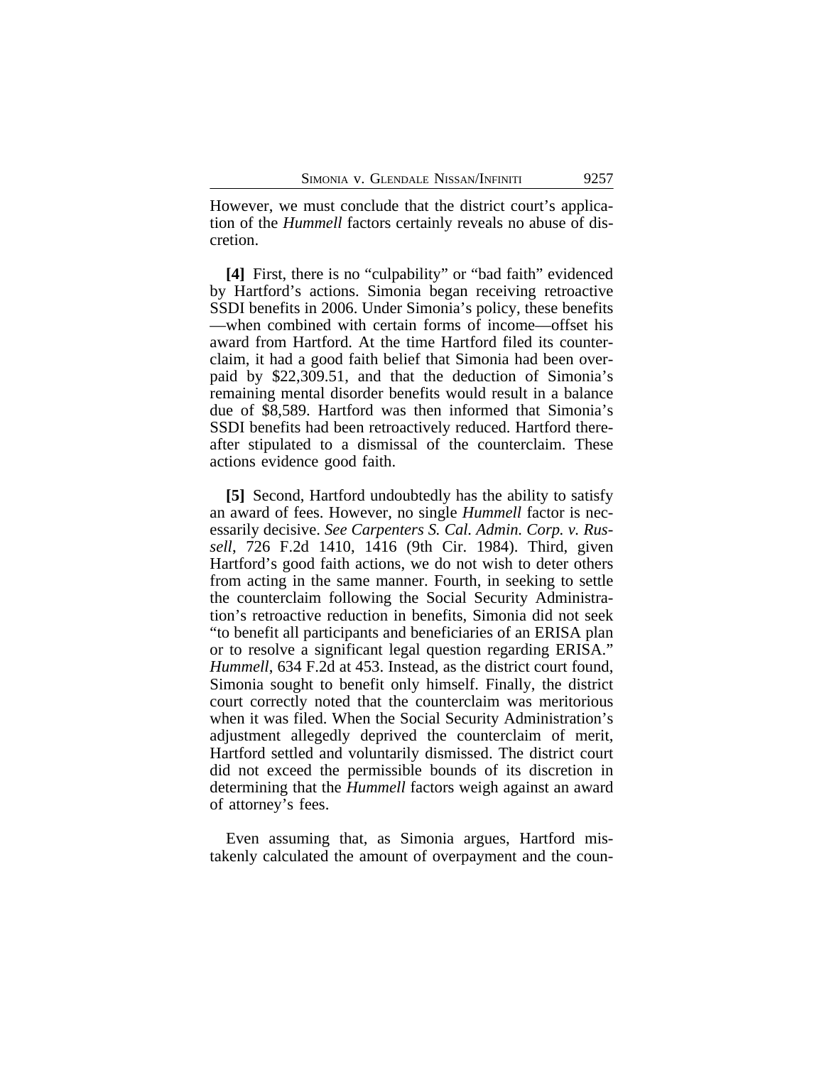However, we must conclude that the district court's application of the *Hummell* factors certainly reveals no abuse of discretion.

**[4]** First, there is no "culpability" or "bad faith" evidenced by Hartford's actions. Simonia began receiving retroactive SSDI benefits in 2006. Under Simonia's policy, these benefits —when combined with certain forms of income—offset his award from Hartford. At the time Hartford filed its counterclaim, it had a good faith belief that Simonia had been overpaid by $22,309.51, and that the deduction of Simonia's remaining mental disorder benefits would result in a balance due of $8,589. Hartford was then informed that Simonia's SSDI benefits had been retroactively reduced. Hartford thereafter stipulated to a dismissal of the counterclaim. These actions evidence good faith.

**[5]** Second, Hartford undoubtedly has the ability to satisfy an award of fees. However, no single *Hummell* factor is necessarily decisive. *See Carpenters S. Cal. Admin. Corp. v. Russell*, 726 F.2d 1410, 1416 (9th Cir. 1984). Third, given Hartford's good faith actions, we do not wish to deter others from acting in the same manner. Fourth, in seeking to settle the counterclaim following the Social Security Administration's retroactive reduction in benefits, Simonia did not seek "to benefit all participants and beneficiaries of an ERISA plan or to resolve a significant legal question regarding ERISA." *Hummell*, 634 F.2d at 453. Instead, as the district court found, Simonia sought to benefit only himself. Finally, the district court correctly noted that the counterclaim was meritorious when it was filed. When the Social Security Administration's adjustment allegedly deprived the counterclaim of merit, Hartford settled and voluntarily dismissed. The district court did not exceed the permissible bounds of its discretion in determining that the *Hummell* factors weigh against an award of attorney's fees.

Even assuming that, as Simonia argues, Hartford mistakenly calculated the amount of overpayment and the coun-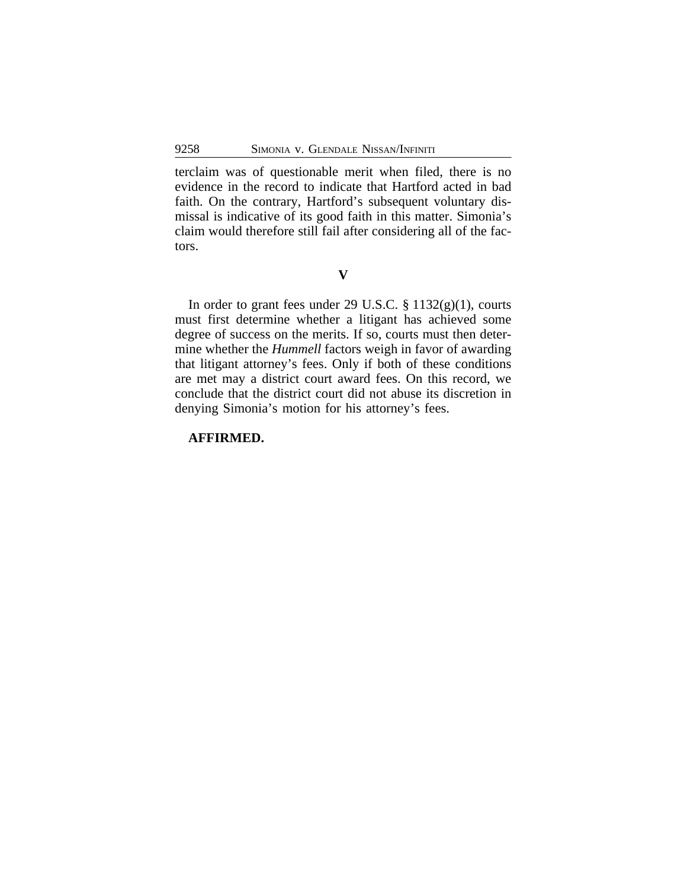terclaim was of questionable merit when filed, there is no evidence in the record to indicate that Hartford acted in bad faith. On the contrary, Hartford's subsequent voluntary dismissal is indicative of its good faith in this matter. Simonia's claim would therefore still fail after considering all of the factors.

## V

In order to grant fees under 29 U.S.C. § 1132(g)(1), courts must first determine whether a litigant has achieved some degree of success on the merits. If so, courts must then determine whether the *Hummell* factors weigh in favor of awarding that litigant attorney's fees. Only if both of these conditions are met may a district court award fees. On this record, we conclude that the district court did not abuse its discretion in denying Simonia's motion for his attorney's fees.

**AFFIRMED.**